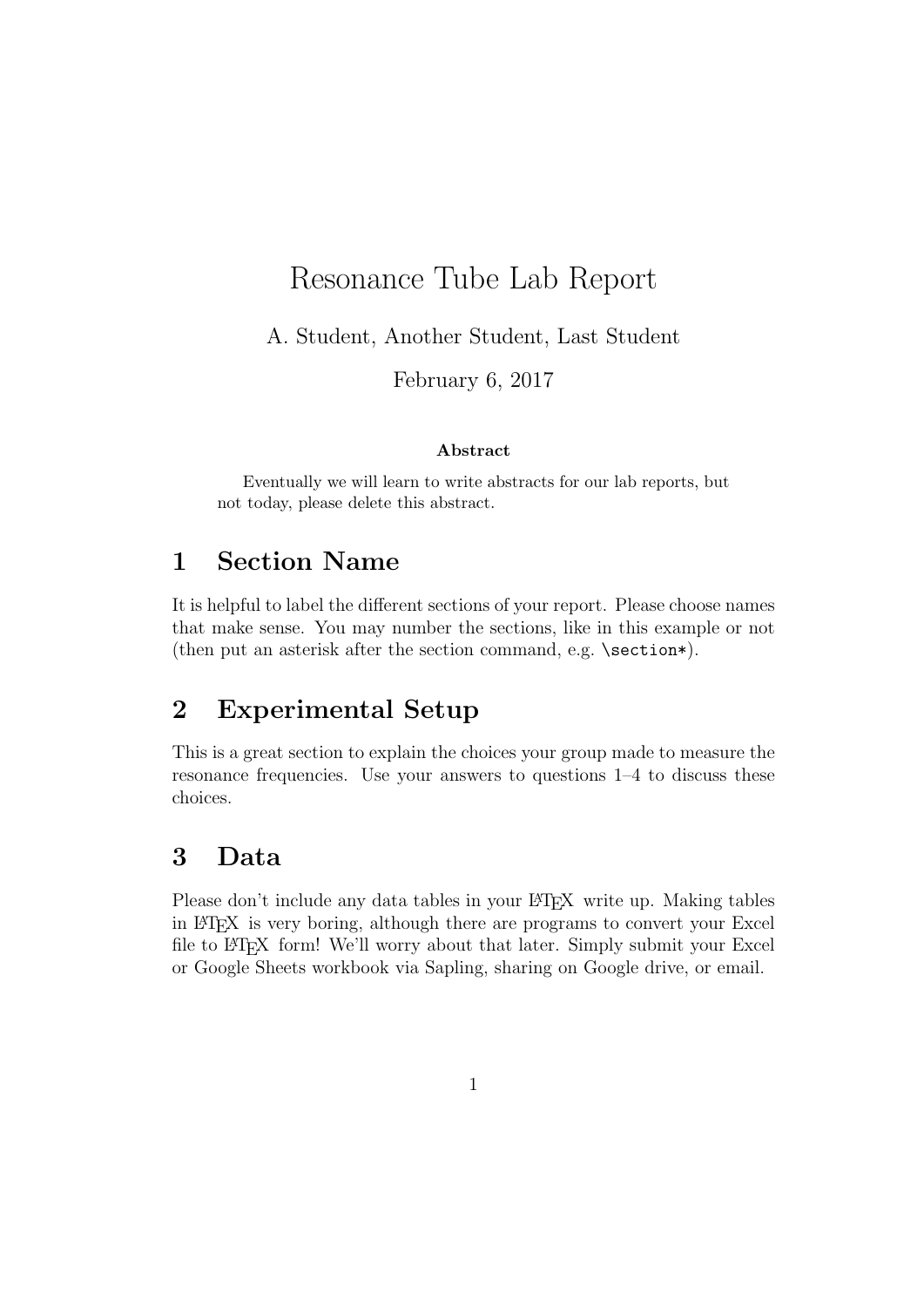# Resonance Tube Lab Report

A. Student, Another Student, Last Student

February 6, 2017

**Abstract**

Eventually we will learn to write abstracts for our lab reports, but not today, please delete this abstract.

## 1 Section Name

It is helpful to label the different sections of your report. Please choose names that make sense. You may number the sections, like in this example or not (then put an asterisk after the section command, e.g. `\section*`).

## 2 Experimental Setup

This is a great section to explain the choices your group made to measure the resonance frequencies. Use your answers to questions 1–4 to discuss these choices.

## 3 Data

Please don't include any data tables in your LaTeX write up. Making tables in LaTeX is very boring, although there are programs to convert your Excel file to LaTeX form! We'll worry about that later. Simply submit your Excel or Google Sheets workbook via Sapling, sharing on Google drive, or email.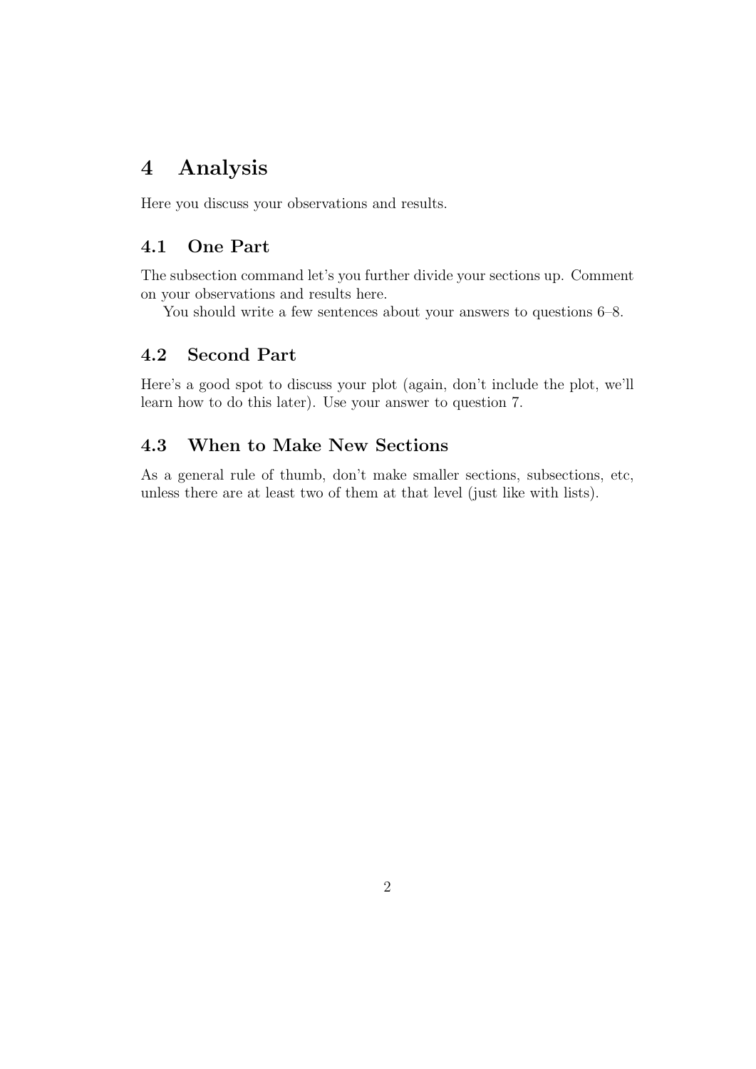# 4 Analysis

Here you discuss your observations and results.

## 4.1 One Part

The subsection command let's you further divide your sections up. Comment on your observations and results here.

You should write a few sentences about your answers to questions 6–8.

## 4.2 Second Part

Here's a good spot to discuss your plot (again, don't include the plot, we'll learn how to do this later). Use your answer to question 7.

## 4.3 When to Make New Sections

As a general rule of thumb, don't make smaller sections, subsections, etc, unless there are at least two of them at that level (just like with lists).